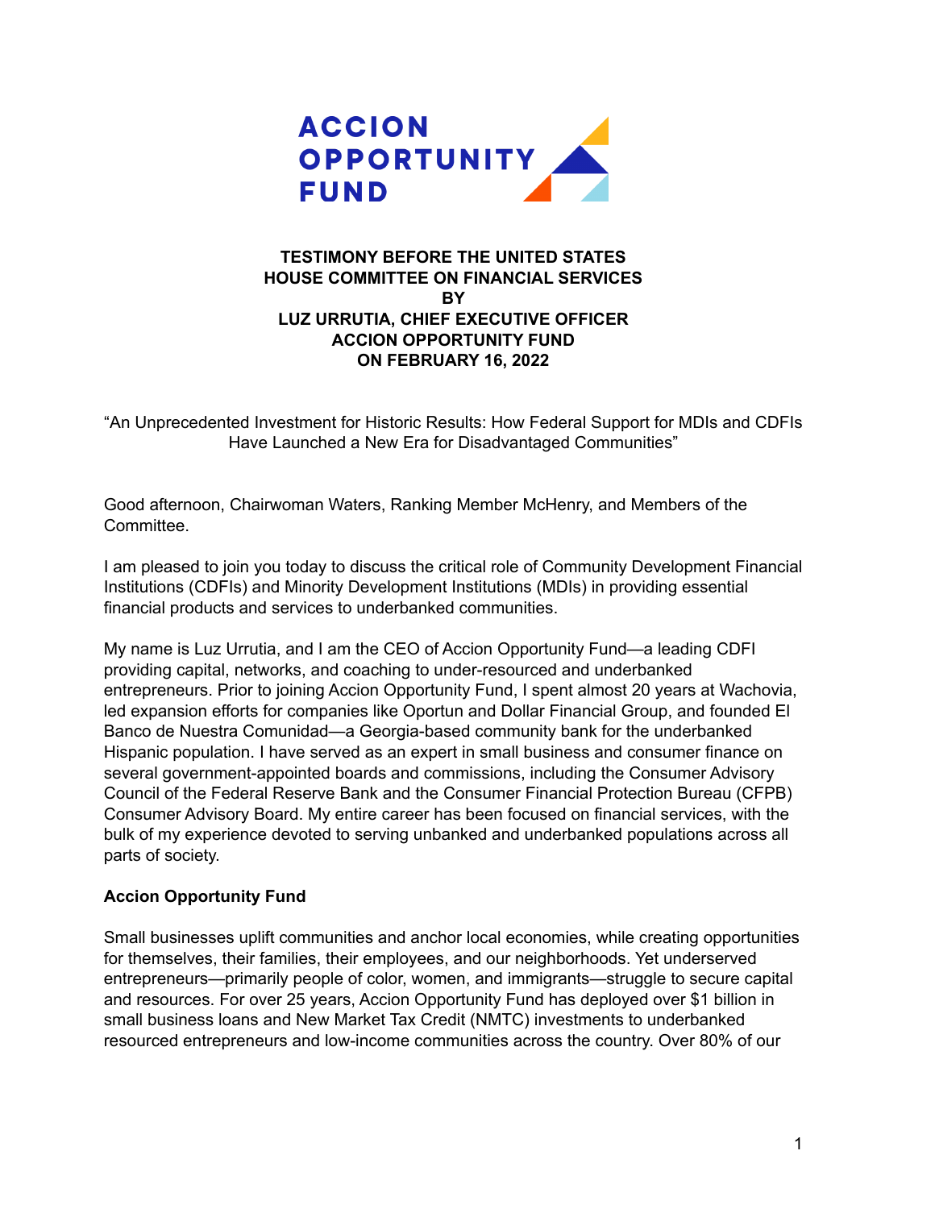ACCION OPPORTUNITY FUND

**TESTIMONY BEFORE THE UNITED STATES HOUSE COMMITTEE ON FINANCIAL SERVICES BY LUZ URRUTIA, CHIEF EXECUTIVE OFFICER ACCION OPPORTUNITY FUND ON FEBRUARY 16, 2022**

"An Unprecedented Investment for Historic Results: How Federal Support for MDIs and CDFIs Have Launched a New Era for Disadvantaged Communities"

Good afternoon, Chairwoman Waters, Ranking Member McHenry, and Members of the Committee.

I am pleased to join you today to discuss the critical role of Community Development Financial Institutions (CDFIs) and Minority Development Institutions (MDIs) in providing essential financial products and services to underbanked communities.

My name is Luz Urrutia, and I am the CEO of Accion Opportunity Fund—a leading CDFI providing capital, networks, and coaching to under-resourced and underbanked entrepreneurs. Prior to joining Accion Opportunity Fund, I spent almost 20 years at Wachovia, led expansion efforts for companies like Oportun and Dollar Financial Group, and founded El Banco de Nuestra Comunidad—a Georgia-based community bank for the underbanked Hispanic population. I have served as an expert in small business and consumer finance on several government-appointed boards and commissions, including the Consumer Advisory Council of the Federal Reserve Bank and the Consumer Financial Protection Bureau (CFPB) Consumer Advisory Board. My entire career has been focused on financial services, with the bulk of my experience devoted to serving unbanked and underbanked populations across all parts of society.

## Accion Opportunity Fund

Small businesses uplift communities and anchor local economies, while creating opportunities for themselves, their families, their employees, and our neighborhoods. Yet underserved entrepreneurs—primarily people of color, women, and immigrants—struggle to secure capital and resources. For over 25 years, Accion Opportunity Fund has deployed over $1 billion in small business loans and New Market Tax Credit (NMTC) investments to underbanked resourced entrepreneurs and low-income communities across the country. Over 80% of our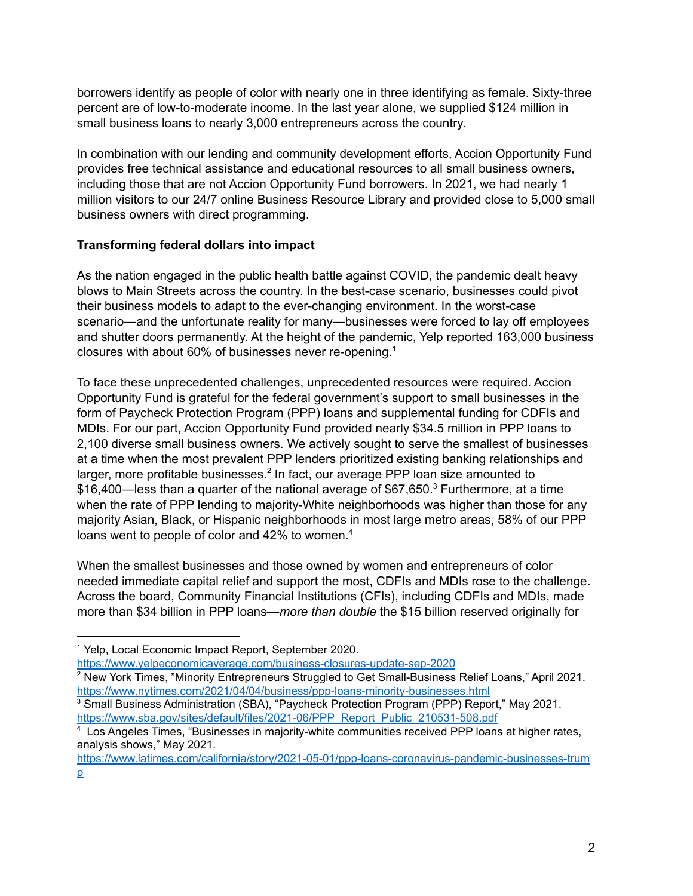borrowers identify as people of color with nearly one in three identifying as female. Sixty-three percent are of low-to-moderate income. In the last year alone, we supplied $124 million in small business loans to nearly 3,000 entrepreneurs across the country.

In combination with our lending and community development efforts, Accion Opportunity Fund provides free technical assistance and educational resources to all small business owners, including those that are not Accion Opportunity Fund borrowers. In 2021, we had nearly 1 million visitors to our 24/7 online Business Resource Library and provided close to 5,000 small business owners with direct programming.

**Transforming federal dollars into impact**

As the nation engaged in the public health battle against COVID, the pandemic dealt heavy blows to Main Streets across the country. In the best-case scenario, businesses could pivot their business models to adapt to the ever-changing environment. In the worst-case scenario—and the unfortunate reality for many—businesses were forced to lay off employees and shutter doors permanently. At the height of the pandemic, Yelp reported 163,000 business closures with about 60% of businesses never re-opening.[1]

To face these unprecedented challenges, unprecedented resources were required. Accion Opportunity Fund is grateful for the federal government's support to small businesses in the form of Paycheck Protection Program (PPP) loans and supplemental funding for CDFIs and MDIs. For our part, Accion Opportunity Fund provided nearly $34.5 million in PPP loans to 2,100 diverse small business owners. We actively sought to serve the smallest of businesses at a time when the most prevalent PPP lenders prioritized existing banking relationships and larger, more profitable businesses.[2] In fact, our average PPP loan size amounted to $16,400—less than a quarter of the national average of $67,650.[3] Furthermore, at a time when the rate of PPP lending to majority-White neighborhoods was higher than those for any majority Asian, Black, or Hispanic neighborhoods in most large metro areas, 58% of our PPP loans went to people of color and 42% to women.[4]

When the smallest businesses and those owned by women and entrepreneurs of color needed immediate capital relief and support the most, CDFIs and MDIs rose to the challenge. Across the board, Community Financial Institutions (CFIs), including CDFIs and MDIs, made more than $34 billion in PPP loans—*more than double* the $15 billion reserved originally for

---

[1] Yelp, Local Economic Impact Report, September 2020. https://www.yelpeconomicaverage.com/business-closures-update-sep-2020

[2] New York Times, "Minority Entrepreneurs Struggled to Get Small-Business Relief Loans," April 2021. https://www.nytimes.com/2021/04/04/business/ppp-loans-minority-businesses.html

[3] Small Business Administration (SBA), "Paycheck Protection Program (PPP) Report," May 2021. https://www.sba.gov/sites/default/files/2021-06/PPP_Report_Public_210531-508.pdf

[4] Los Angeles Times, "Businesses in majority-white communities received PPP loans at higher rates, analysis shows," May 2021. https://www.latimes.com/california/story/2021-05-01/ppp-loans-coronavirus-pandemic-businesses-trump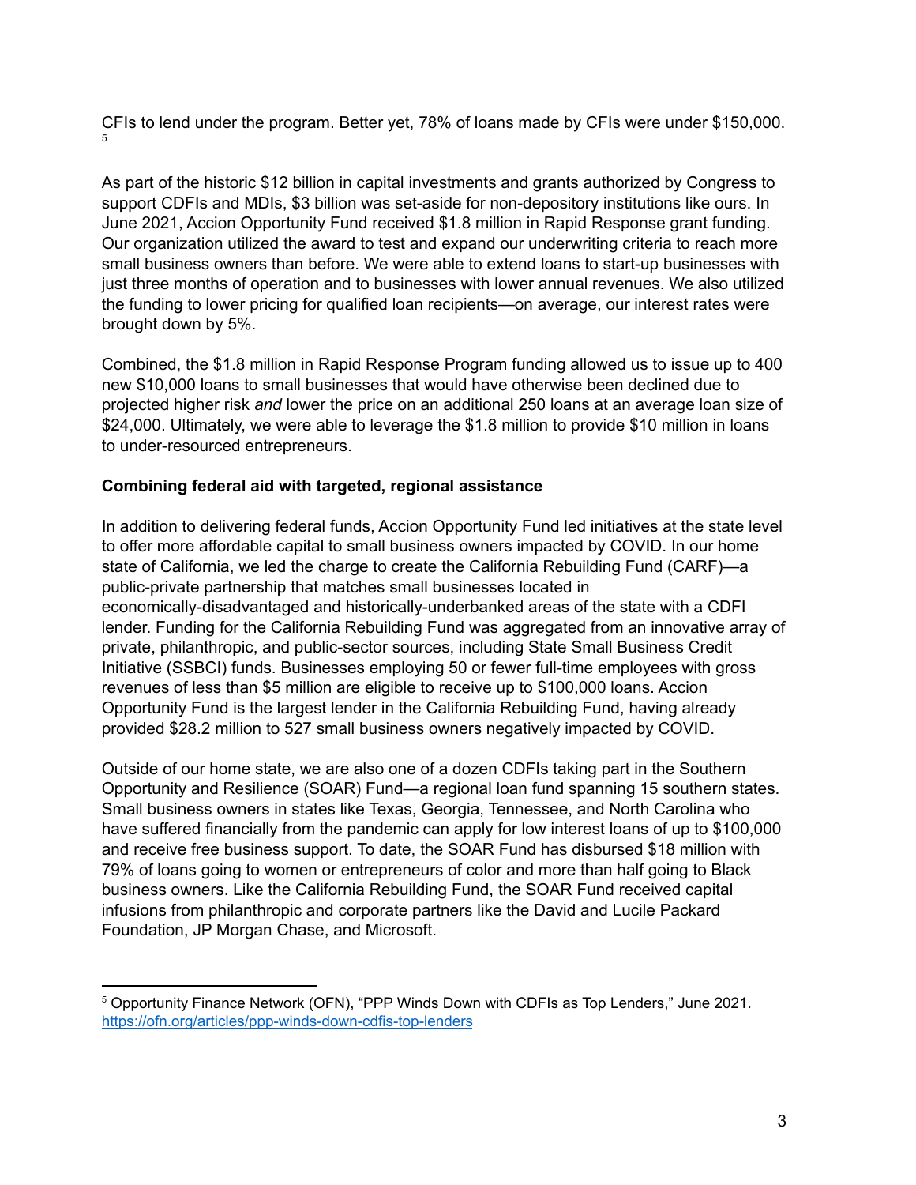CFIs to lend under the program. Better yet, 78% of loans made by CFIs were under $150,000.[5]

As part of the historic $12 billion in capital investments and grants authorized by Congress to support CDFIs and MDIs, $3 billion was set-aside for non-depository institutions like ours. In June 2021, Accion Opportunity Fund received $1.8 million in Rapid Response grant funding. Our organization utilized the award to test and expand our underwriting criteria to reach more small business owners than before. We were able to extend loans to start-up businesses with just three months of operation and to businesses with lower annual revenues. We also utilized the funding to lower pricing for qualified loan recipients—on average, our interest rates were brought down by 5%.

Combined, the $1.8 million in Rapid Response Program funding allowed us to issue up to 400 new $10,000 loans to small businesses that would have otherwise been declined due to projected higher risk *and* lower the price on an additional 250 loans at an average loan size of $24,000. Ultimately, we were able to leverage the $1.8 million to provide $10 million in loans to under-resourced entrepreneurs.

**Combining federal aid with targeted, regional assistance**

In addition to delivering federal funds, Accion Opportunity Fund led initiatives at the state level to offer more affordable capital to small business owners impacted by COVID. In our home state of California, we led the charge to create the California Rebuilding Fund (CARF)—a public-private partnership that matches small businesses located in economically-disadvantaged and historically-underbanked areas of the state with a CDFI lender. Funding for the California Rebuilding Fund was aggregated from an innovative array of private, philanthropic, and public-sector sources, including State Small Business Credit Initiative (SSBCI) funds. Businesses employing 50 or fewer full-time employees with gross revenues of less than $5 million are eligible to receive up to $100,000 loans. Accion Opportunity Fund is the largest lender in the California Rebuilding Fund, having already provided $28.2 million to 527 small business owners negatively impacted by COVID.

Outside of our home state, we are also one of a dozen CDFIs taking part in the Southern Opportunity and Resilience (SOAR) Fund—a regional loan fund spanning 15 southern states. Small business owners in states like Texas, Georgia, Tennessee, and North Carolina who have suffered financially from the pandemic can apply for low interest loans of up to $100,000 and receive free business support. To date, the SOAR Fund has disbursed $18 million with 79% of loans going to women or entrepreneurs of color and more than half going to Black business owners. Like the California Rebuilding Fund, the SOAR Fund received capital infusions from philanthropic and corporate partners like the David and Lucile Packard Foundation, JP Morgan Chase, and Microsoft.

---

[5] Opportunity Finance Network (OFN), "PPP Winds Down with CDFIs as Top Lenders," June 2021. https://ofn.org/articles/ppp-winds-down-cdfis-top-lenders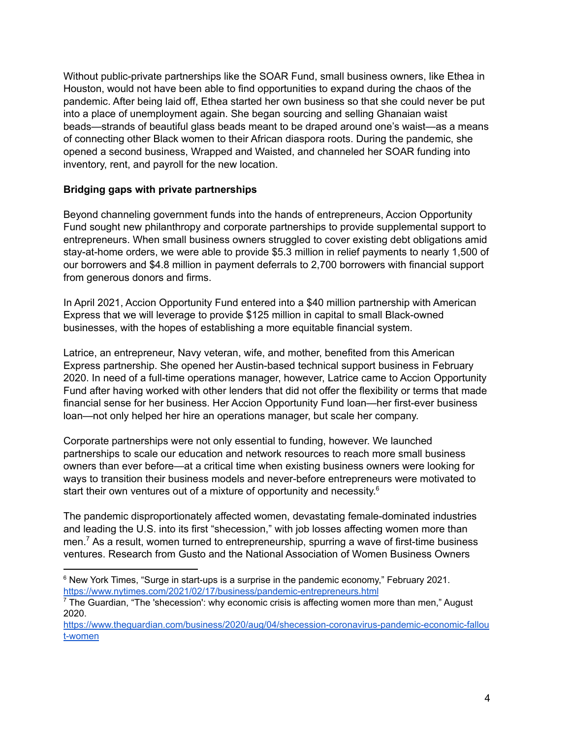Without public-private partnerships like the SOAR Fund, small business owners, like Ethea in Houston, would not have been able to find opportunities to expand during the chaos of the pandemic. After being laid off, Ethea started her own business so that she could never be put into a place of unemployment again. She began sourcing and selling Ghanaian waist beads—strands of beautiful glass beads meant to be draped around one's waist—as a means of connecting other Black women to their African diaspora roots. During the pandemic, she opened a second business, Wrapped and Waisted, and channeled her SOAR funding into inventory, rent, and payroll for the new location.

**Bridging gaps with private partnerships**

Beyond channeling government funds into the hands of entrepreneurs, Accion Opportunity Fund sought new philanthropy and corporate partnerships to provide supplemental support to entrepreneurs. When small business owners struggled to cover existing debt obligations amid stay-at-home orders, we were able to provide $5.3 million in relief payments to nearly 1,500 of our borrowers and $4.8 million in payment deferrals to 2,700 borrowers with financial support from generous donors and firms.

In April 2021, Accion Opportunity Fund entered into a $40 million partnership with American Express that we will leverage to provide $125 million in capital to small Black-owned businesses, with the hopes of establishing a more equitable financial system.

Latrice, an entrepreneur, Navy veteran, wife, and mother, benefited from this American Express partnership. She opened her Austin-based technical support business in February 2020. In need of a full-time operations manager, however, Latrice came to Accion Opportunity Fund after having worked with other lenders that did not offer the flexibility or terms that made financial sense for her business. Her Accion Opportunity Fund loan—her first-ever business loan—not only helped her hire an operations manager, but scale her company.

Corporate partnerships were not only essential to funding, however. We launched partnerships to scale our education and network resources to reach more small business owners than ever before—at a critical time when existing business owners were looking for ways to transition their business models and never-before entrepreneurs were motivated to start their own ventures out of a mixture of opportunity and necessity.[6]

The pandemic disproportionately affected women, devastating female-dominated industries and leading the U.S. into its first "shecession," with job losses affecting women more than men.[7] As a result, women turned to entrepreneurship, spurring a wave of first-time business ventures. Research from Gusto and the National Association of Women Business Owners

---

[6] New York Times, "Surge in start-ups is a surprise in the pandemic economy," February 2021. https://www.nytimes.com/2021/02/17/business/pandemic-entrepreneurs.html

[7] The Guardian, "The 'shecession': why economic crisis is affecting women more than men," August 2020. https://www.theguardian.com/business/2020/aug/04/shecession-coronavirus-pandemic-economic-fallout-women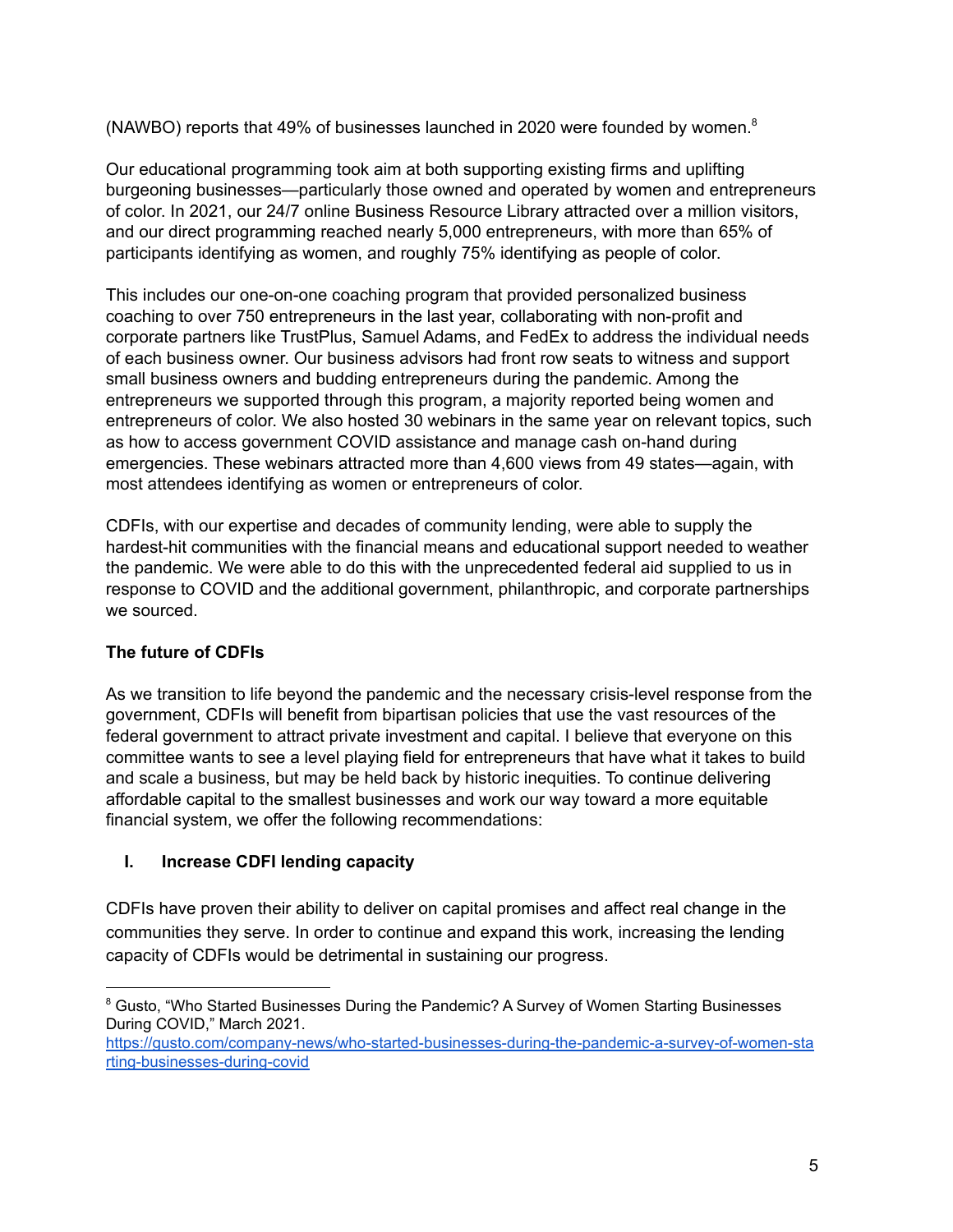(NAWBO) reports that 49% of businesses launched in 2020 were founded by women.[8]

Our educational programming took aim at both supporting existing firms and uplifting burgeoning businesses—particularly those owned and operated by women and entrepreneurs of color. In 2021, our 24/7 online Business Resource Library attracted over a million visitors, and our direct programming reached nearly 5,000 entrepreneurs, with more than 65% of participants identifying as women, and roughly 75% identifying as people of color.

This includes our one-on-one coaching program that provided personalized business coaching to over 750 entrepreneurs in the last year, collaborating with non-profit and corporate partners like TrustPlus, Samuel Adams, and FedEx to address the individual needs of each business owner. Our business advisors had front row seats to witness and support small business owners and budding entrepreneurs during the pandemic. Among the entrepreneurs we supported through this program, a majority reported being women and entrepreneurs of color. We also hosted 30 webinars in the same year on relevant topics, such as how to access government COVID assistance and manage cash on-hand during emergencies. These webinars attracted more than 4,600 views from 49 states—again, with most attendees identifying as women or entrepreneurs of color.

CDFIs, with our expertise and decades of community lending, were able to supply the hardest-hit communities with the financial means and educational support needed to weather the pandemic. We were able to do this with the unprecedented federal aid supplied to us in response to COVID and the additional government, philanthropic, and corporate partnerships we sourced.

**The future of CDFIs**

As we transition to life beyond the pandemic and the necessary crisis-level response from the government, CDFIs will benefit from bipartisan policies that use the vast resources of the federal government to attract private investment and capital. I believe that everyone on this committee wants to see a level playing field for entrepreneurs that have what it takes to build and scale a business, but may be held back by historic inequities. To continue delivering affordable capital to the smallest businesses and work our way toward a more equitable financial system, we offer the following recommendations:

**I. Increase CDFI lending capacity**

CDFIs have proven their ability to deliver on capital promises and affect real change in the communities they serve. In order to continue and expand this work, increasing the lending capacity of CDFIs would be detrimental in sustaining our progress.

---

[8] Gusto, "Who Started Businesses During the Pandemic? A Survey of Women Starting Businesses During COVID," March 2021. https://gusto.com/company-news/who-started-businesses-during-the-pandemic-a-survey-of-women-starting-businesses-during-covid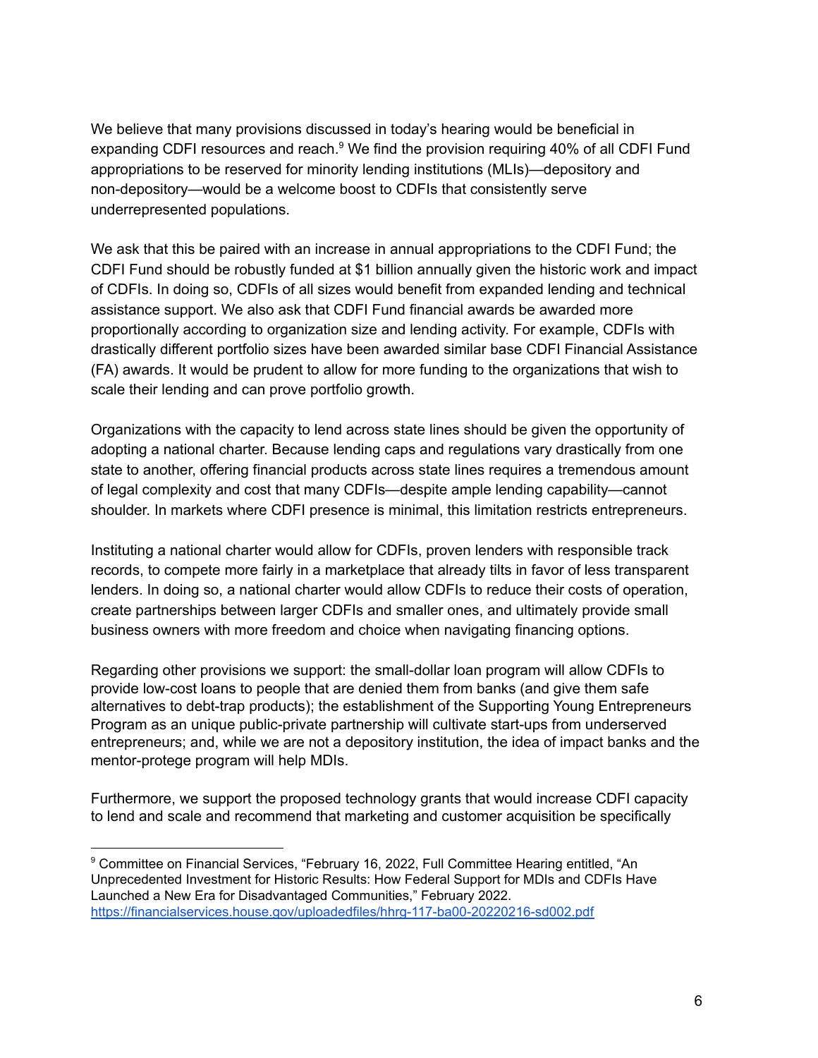We believe that many provisions discussed in today's hearing would be beneficial in expanding CDFI resources and reach.[9] We find the provision requiring 40% of all CDFI Fund appropriations to be reserved for minority lending institutions (MLIs)—depository and non-depository—would be a welcome boost to CDFIs that consistently serve underrepresented populations.

We ask that this be paired with an increase in annual appropriations to the CDFI Fund; the CDFI Fund should be robustly funded at $1 billion annually given the historic work and impact of CDFIs. In doing so, CDFIs of all sizes would benefit from expanded lending and technical assistance support. We also ask that CDFI Fund financial awards be awarded more proportionally according to organization size and lending activity. For example, CDFIs with drastically different portfolio sizes have been awarded similar base CDFI Financial Assistance (FA) awards. It would be prudent to allow for more funding to the organizations that wish to scale their lending and can prove portfolio growth.

Organizations with the capacity to lend across state lines should be given the opportunity of adopting a national charter. Because lending caps and regulations vary drastically from one state to another, offering financial products across state lines requires a tremendous amount of legal complexity and cost that many CDFIs—despite ample lending capability—cannot shoulder. In markets where CDFI presence is minimal, this limitation restricts entrepreneurs.

Instituting a national charter would allow for CDFIs, proven lenders with responsible track records, to compete more fairly in a marketplace that already tilts in favor of less transparent lenders. In doing so, a national charter would allow CDFIs to reduce their costs of operation, create partnerships between larger CDFIs and smaller ones, and ultimately provide small business owners with more freedom and choice when navigating financing options.

Regarding other provisions we support: the small-dollar loan program will allow CDFIs to provide low-cost loans to people that are denied them from banks (and give them safe alternatives to debt-trap products); the establishment of the Supporting Young Entrepreneurs Program as an unique public-private partnership will cultivate start-ups from underserved entrepreneurs; and, while we are not a depository institution, the idea of impact banks and the mentor-protege program will help MDIs.

Furthermore, we support the proposed technology grants that would increase CDFI capacity to lend and scale and recommend that marketing and customer acquisition be specifically

---

[9] Committee on Financial Services, "February 16, 2022, Full Committee Hearing entitled, "An Unprecedented Investment for Historic Results: How Federal Support for MDIs and CDFIs Have Launched a New Era for Disadvantaged Communities," February 2022. https://financialservices.house.gov/uploadedfiles/hhrg-117-ba00-20220216-sd002.pdf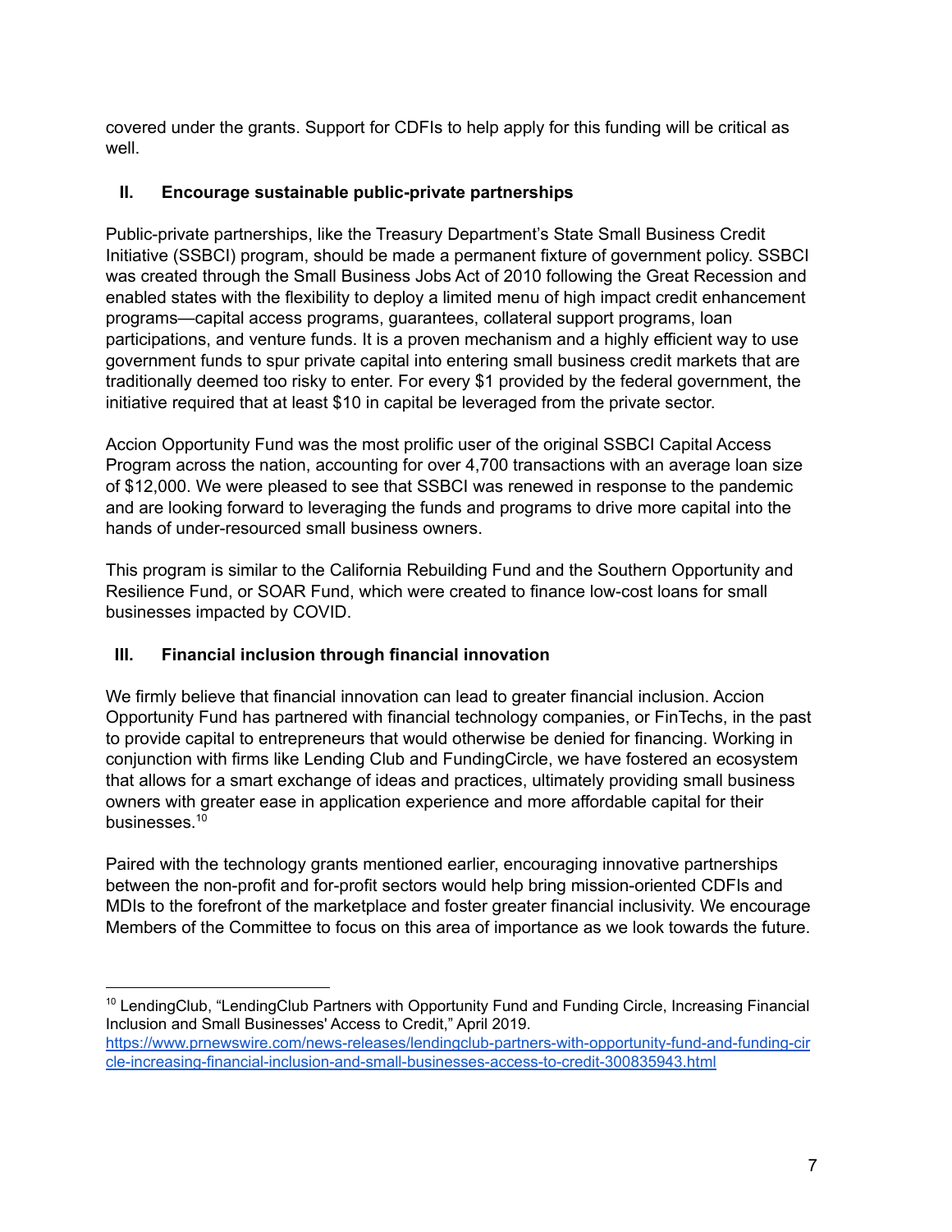covered under the grants. Support for CDFIs to help apply for this funding will be critical as well.

## II. Encourage sustainable public-private partnerships

Public-private partnerships, like the Treasury Department's State Small Business Credit Initiative (SSBCI) program, should be made a permanent fixture of government policy. SSBCI was created through the Small Business Jobs Act of 2010 following the Great Recession and enabled states with the flexibility to deploy a limited menu of high impact credit enhancement programs—capital access programs, guarantees, collateral support programs, loan participations, and venture funds. It is a proven mechanism and a highly efficient way to use government funds to spur private capital into entering small business credit markets that are traditionally deemed too risky to enter. For every $1 provided by the federal government, the initiative required that at least $10 in capital be leveraged from the private sector.

Accion Opportunity Fund was the most prolific user of the original SSBCI Capital Access Program across the nation, accounting for over 4,700 transactions with an average loan size of $12,000. We were pleased to see that SSBCI was renewed in response to the pandemic and are looking forward to leveraging the funds and programs to drive more capital into the hands of under-resourced small business owners.

This program is similar to the California Rebuilding Fund and the Southern Opportunity and Resilience Fund, or SOAR Fund, which were created to finance low-cost loans for small businesses impacted by COVID.

## III. Financial inclusion through financial innovation

We firmly believe that financial innovation can lead to greater financial inclusion. Accion Opportunity Fund has partnered with financial technology companies, or FinTechs, in the past to provide capital to entrepreneurs that would otherwise be denied for financing. Working in conjunction with firms like Lending Club and FundingCircle, we have fostered an ecosystem that allows for a smart exchange of ideas and practices, ultimately providing small business owners with greater ease in application experience and more affordable capital for their businesses.[10]

Paired with the technology grants mentioned earlier, encouraging innovative partnerships between the non-profit and for-profit sectors would help bring mission-oriented CDFIs and MDIs to the forefront of the marketplace and foster greater financial inclusivity. We encourage Members of the Committee to focus on this area of importance as we look towards the future.

---

[10] LendingClub, "LendingClub Partners with Opportunity Fund and Funding Circle, Increasing Financial Inclusion and Small Businesses' Access to Credit," April 2019. https://www.prnewswire.com/news-releases/lendingclub-partners-with-opportunity-fund-and-funding-circle-increasing-financial-inclusion-and-small-businesses-access-to-credit-300835943.html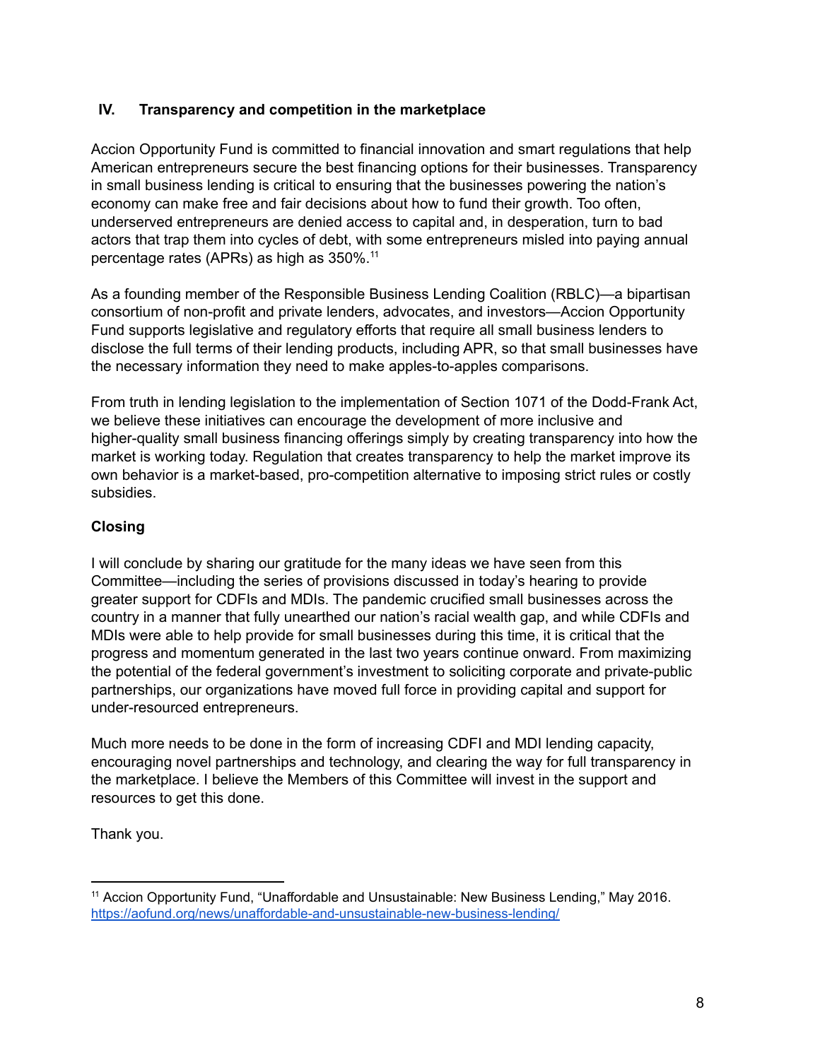## IV. Transparency and competition in the marketplace

Accion Opportunity Fund is committed to financial innovation and smart regulations that help American entrepreneurs secure the best financing options for their businesses. Transparency in small business lending is critical to ensuring that the businesses powering the nation's economy can make free and fair decisions about how to fund their growth. Too often, underserved entrepreneurs are denied access to capital and, in desperation, turn to bad actors that trap them into cycles of debt, with some entrepreneurs misled into paying annual percentage rates (APRs) as high as 350%.[11]

As a founding member of the Responsible Business Lending Coalition (RBLC)—a bipartisan consortium of non-profit and private lenders, advocates, and investors—Accion Opportunity Fund supports legislative and regulatory efforts that require all small business lenders to disclose the full terms of their lending products, including APR, so that small businesses have the necessary information they need to make apples-to-apples comparisons.

From truth in lending legislation to the implementation of Section 1071 of the Dodd-Frank Act, we believe these initiatives can encourage the development of more inclusive and higher-quality small business financing offerings simply by creating transparency into how the market is working today. Regulation that creates transparency to help the market improve its own behavior is a market-based, pro-competition alternative to imposing strict rules or costly subsidies.

## Closing

I will conclude by sharing our gratitude for the many ideas we have seen from this Committee—including the series of provisions discussed in today's hearing to provide greater support for CDFIs and MDIs. The pandemic crucified small businesses across the country in a manner that fully unearthed our nation's racial wealth gap, and while CDFIs and MDIs were able to help provide for small businesses during this time, it is critical that the progress and momentum generated in the last two years continue onward. From maximizing the potential of the federal government's investment to soliciting corporate and private-public partnerships, our organizations have moved full force in providing capital and support for under-resourced entrepreneurs.

Much more needs to be done in the form of increasing CDFI and MDI lending capacity, encouraging novel partnerships and technology, and clearing the way for full transparency in the marketplace. I believe the Members of this Committee will invest in the support and resources to get this done.

Thank you.

---

[11] Accion Opportunity Fund, "Unaffordable and Unsustainable: New Business Lending," May 2016. https://aofund.org/news/unaffordable-and-unsustainable-new-business-lending/